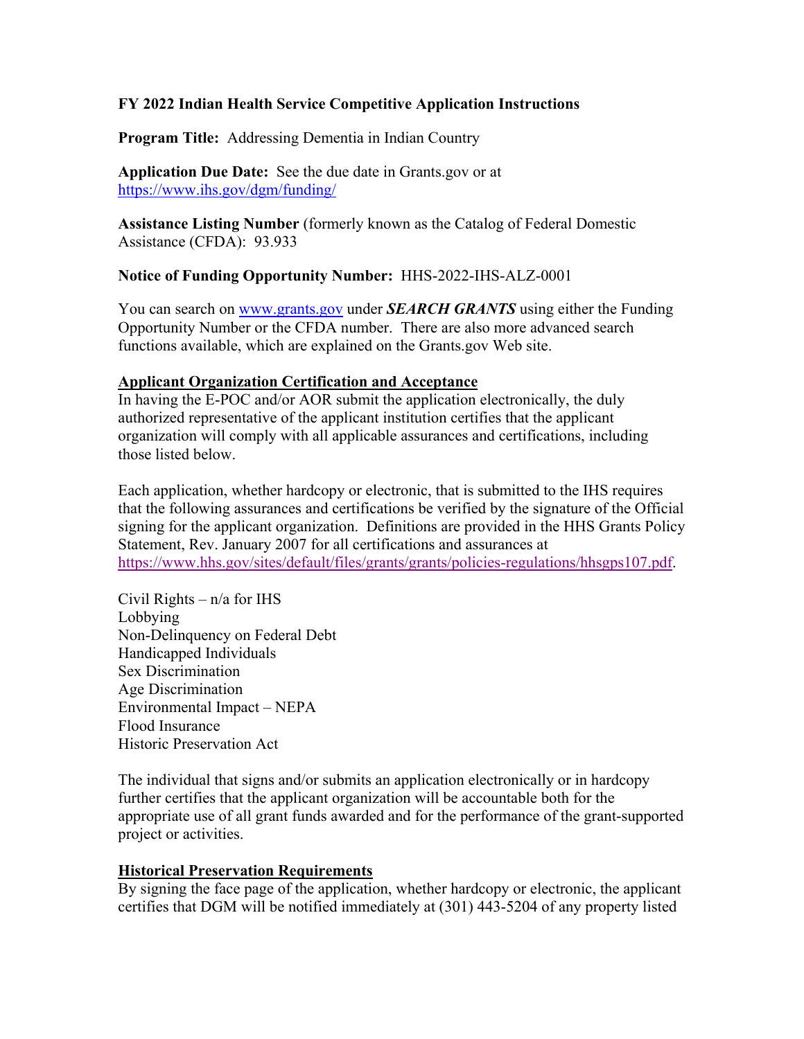**FY 2022 Indian Health Service Competitive Application Instructions**

**Program Title:** Addressing Dementia in Indian Country

**Application Due Date:** See the due date in Grants.gov or at https://www.ihs.gov/dgm/funding/

**Assistance Listing Number** (formerly known as the Catalog of Federal Domestic Assistance (CFDA): 93.933

**Notice of Funding Opportunity Number:** HHS-2022-IHS-ALZ-0001

You can search on www.grants.gov under ***SEARCH GRANTS*** using either the Funding Opportunity Number or the CFDA number. There are also more advanced search functions available, which are explained on the Grants.gov Web site.

**Applicant Organization Certification and Acceptance**

In having the E-POC and/or AOR submit the application electronically, the duly authorized representative of the applicant institution certifies that the applicant organization will comply with all applicable assurances and certifications, including those listed below.

Each application, whether hardcopy or electronic, that is submitted to the IHS requires that the following assurances and certifications be verified by the signature of the Official signing for the applicant organization. Definitions are provided in the HHS Grants Policy Statement, Rev. January 2007 for all certifications and assurances at https://www.hhs.gov/sites/default/files/grants/grants/policies-regulations/hhsgps107.pdf.

Civil Rights – n/a for IHS
Lobbying
Non-Delinquency on Federal Debt
Handicapped Individuals
Sex Discrimination
Age Discrimination
Environmental Impact – NEPA
Flood Insurance
Historic Preservation Act

The individual that signs and/or submits an application electronically or in hardcopy further certifies that the applicant organization will be accountable both for the appropriate use of all grant funds awarded and for the performance of the grant-supported project or activities.

**Historical Preservation Requirements**

By signing the face page of the application, whether hardcopy or electronic, the applicant certifies that DGM will be notified immediately at (301) 443-5204 of any property listed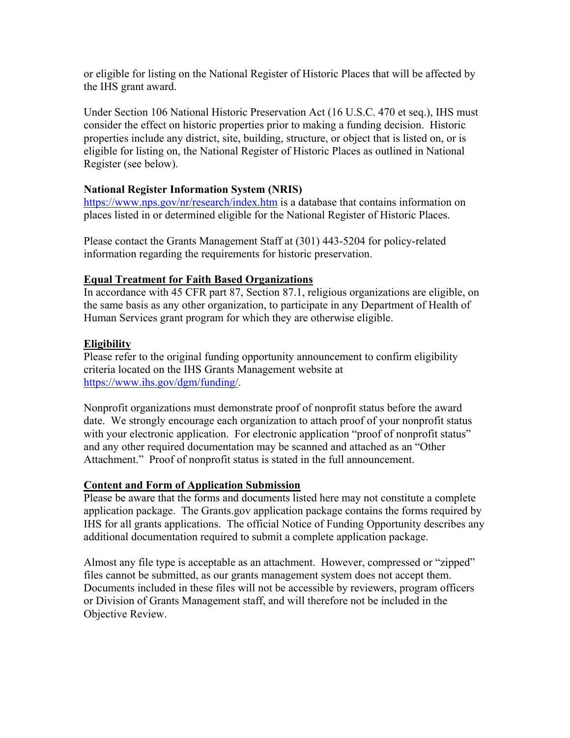or eligible for listing on the National Register of Historic Places that will be affected by the IHS grant award.

Under Section 106 National Historic Preservation Act (16 U.S.C. 470 et seq.), IHS must consider the effect on historic properties prior to making a funding decision. Historic properties include any district, site, building, structure, or object that is listed on, or is eligible for listing on, the National Register of Historic Places as outlined in National Register (see below).

**National Register Information System (NRIS)**
https://www.nps.gov/nr/research/index.htm is a database that contains information on places listed in or determined eligible for the National Register of Historic Places.

Please contact the Grants Management Staff at (301) 443-5204 for policy-related information regarding the requirements for historic preservation.

**Equal Treatment for Faith Based Organizations**
In accordance with 45 CFR part 87, Section 87.1, religious organizations are eligible, on the same basis as any other organization, to participate in any Department of Health of Human Services grant program for which they are otherwise eligible.

**Eligibility**
Please refer to the original funding opportunity announcement to confirm eligibility criteria located on the IHS Grants Management website at https://www.ihs.gov/dgm/funding/.

Nonprofit organizations must demonstrate proof of nonprofit status before the award date. We strongly encourage each organization to attach proof of your nonprofit status with your electronic application. For electronic application "proof of nonprofit status" and any other required documentation may be scanned and attached as an "Other Attachment." Proof of nonprofit status is stated in the full announcement.

**Content and Form of Application Submission**
Please be aware that the forms and documents listed here may not constitute a complete application package. The Grants.gov application package contains the forms required by IHS for all grants applications. The official Notice of Funding Opportunity describes any additional documentation required to submit a complete application package.

Almost any file type is acceptable as an attachment. However, compressed or "zipped" files cannot be submitted, as our grants management system does not accept them. Documents included in these files will not be accessible by reviewers, program officers or Division of Grants Management staff, and will therefore not be included in the Objective Review.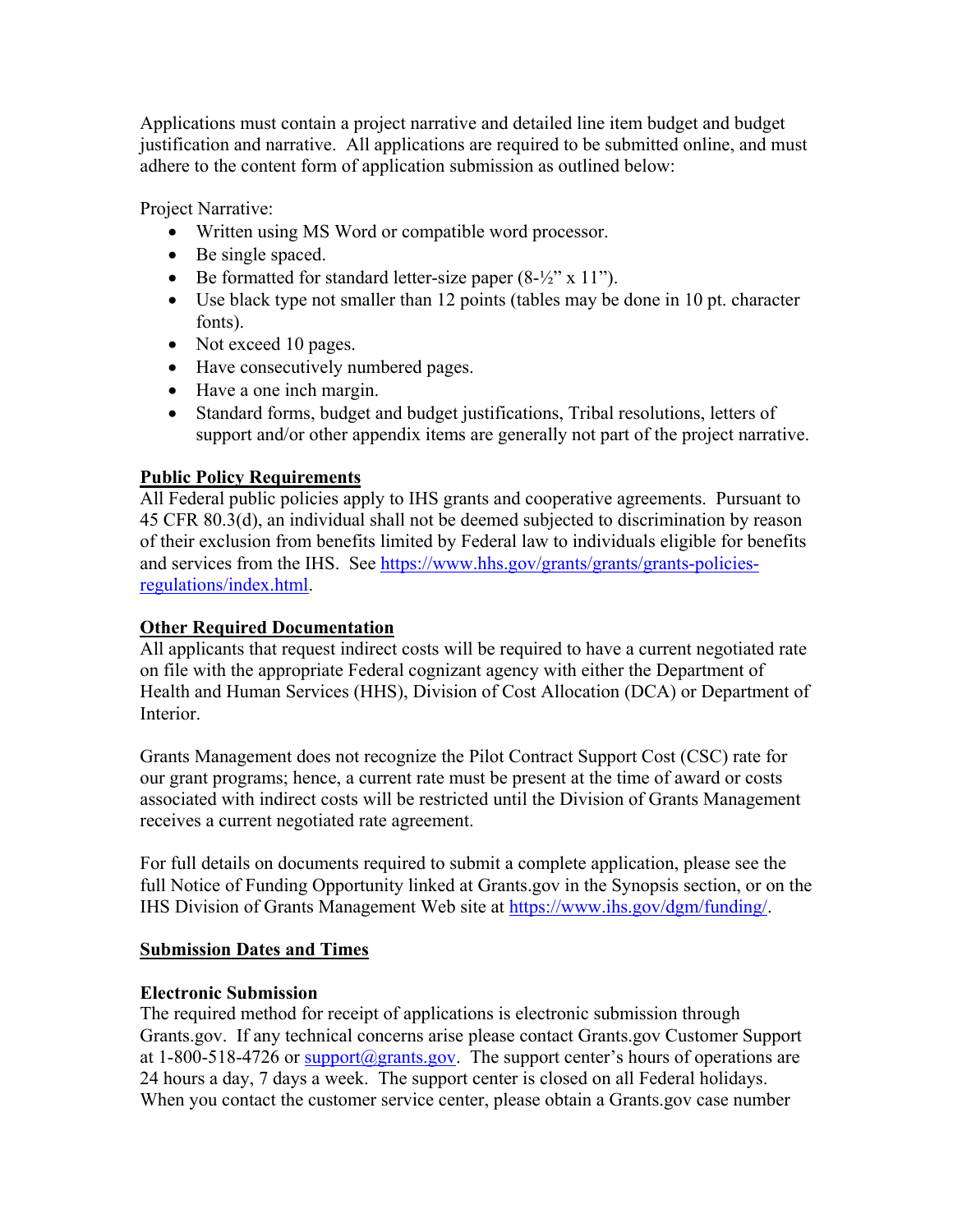Applications must contain a project narrative and detailed line item budget and budget justification and narrative. All applications are required to be submitted online, and must adhere to the content form of application submission as outlined below:

Project Narrative:

- Written using MS Word or compatible word processor.
- Be single spaced.
- Be formatted for standard letter-size paper (8-½" x 11").
- Use black type not smaller than 12 points (tables may be done in 10 pt. character fonts).
- Not exceed 10 pages.
- Have consecutively numbered pages.
- Have a one inch margin.
- Standard forms, budget and budget justifications, Tribal resolutions, letters of support and/or other appendix items are generally not part of the project narrative.

**Public Policy Requirements**

All Federal public policies apply to IHS grants and cooperative agreements. Pursuant to 45 CFR 80.3(d), an individual shall not be deemed subjected to discrimination by reason of their exclusion from benefits limited by Federal law to individuals eligible for benefits and services from the IHS. See [https://www.hhs.gov/grants/grants/grants-policies-regulations/index.html](https://www.hhs.gov/grants/grants/grants-policies-regulations/index.html).

**Other Required Documentation**

All applicants that request indirect costs will be required to have a current negotiated rate on file with the appropriate Federal cognizant agency with either the Department of Health and Human Services (HHS), Division of Cost Allocation (DCA) or Department of Interior.

Grants Management does not recognize the Pilot Contract Support Cost (CSC) rate for our grant programs; hence, a current rate must be present at the time of award or costs associated with indirect costs will be restricted until the Division of Grants Management receives a current negotiated rate agreement.

For full details on documents required to submit a complete application, please see the full Notice of Funding Opportunity linked at Grants.gov in the Synopsis section, or on the IHS Division of Grants Management Web site at [https://www.ihs.gov/dgm/funding/](https://www.ihs.gov/dgm/funding/).

**Submission Dates and Times**

**Electronic Submission**

The required method for receipt of applications is electronic submission through Grants.gov. If any technical concerns arise please contact Grants.gov Customer Support at 1-800-518-4726 or [support@grants.gov](mailto:support@grants.gov). The support center's hours of operations are 24 hours a day, 7 days a week. The support center is closed on all Federal holidays. When you contact the customer service center, please obtain a Grants.gov case number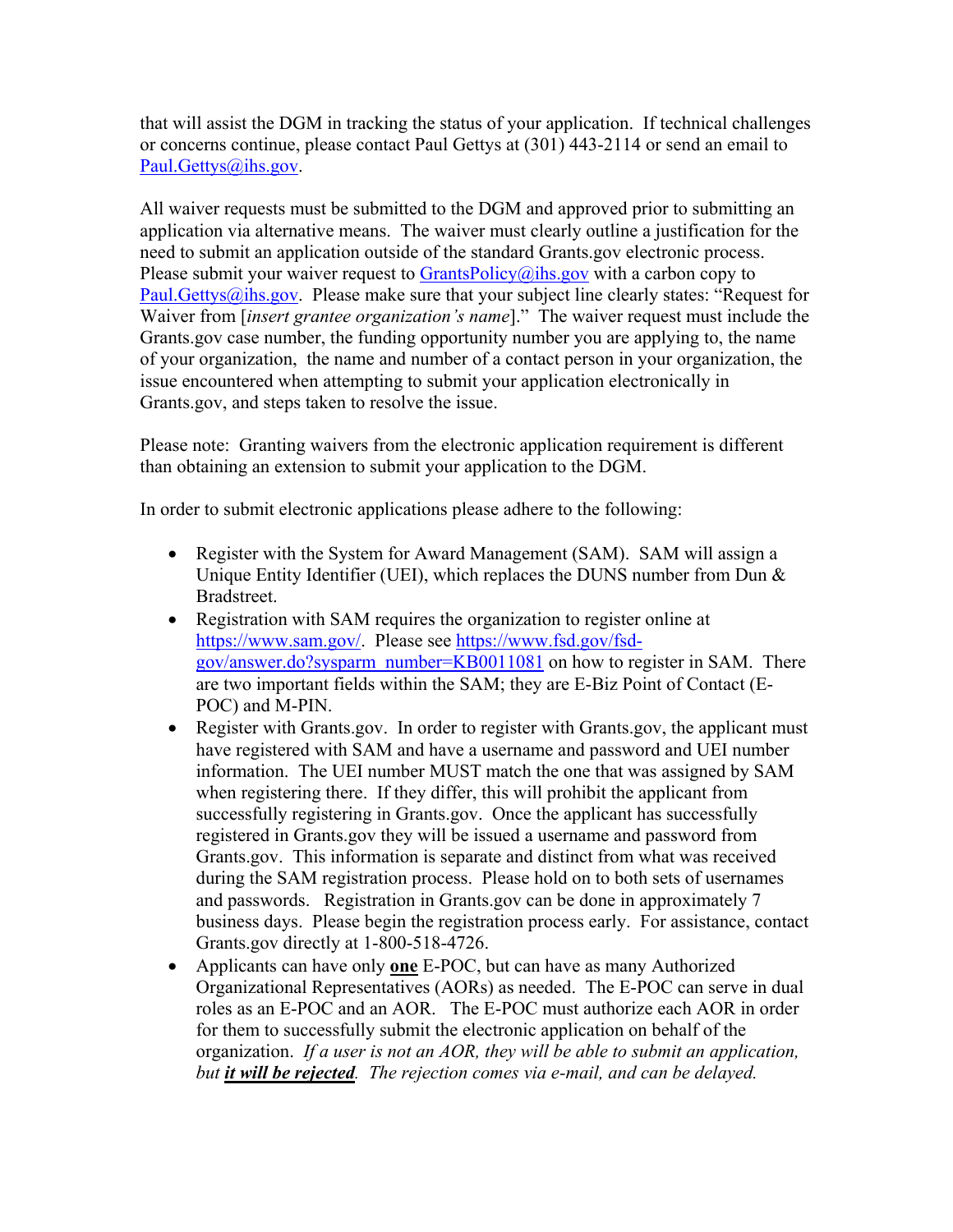that will assist the DGM in tracking the status of your application. If technical challenges or concerns continue, please contact Paul Gettys at (301) 443-2114 or send an email to Paul.Gettys@ihs.gov.

All waiver requests must be submitted to the DGM and approved prior to submitting an application via alternative means. The waiver must clearly outline a justification for the need to submit an application outside of the standard Grants.gov electronic process. Please submit your waiver request to GrantsPolicy@ihs.gov with a carbon copy to Paul.Gettys@ihs.gov. Please make sure that your subject line clearly states: "Request for Waiver from [*insert grantee organization's name*]." The waiver request must include the Grants.gov case number, the funding opportunity number you are applying to, the name of your organization, the name and number of a contact person in your organization, the issue encountered when attempting to submit your application electronically in Grants.gov, and steps taken to resolve the issue.

Please note: Granting waivers from the electronic application requirement is different than obtaining an extension to submit your application to the DGM.

In order to submit electronic applications please adhere to the following:

- Register with the System for Award Management (SAM). SAM will assign a Unique Entity Identifier (UEI), which replaces the DUNS number from Dun & Bradstreet.
- Registration with SAM requires the organization to register online at https://www.sam.gov/. Please see https://www.fsd.gov/fsd-gov/answer.do?sysparm_number=KB0011081 on how to register in SAM. There are two important fields within the SAM; they are E-Biz Point of Contact (E-POC) and M-PIN.
- Register with Grants.gov. In order to register with Grants.gov, the applicant must have registered with SAM and have a username and password and UEI number information. The UEI number MUST match the one that was assigned by SAM when registering there. If they differ, this will prohibit the applicant from successfully registering in Grants.gov. Once the applicant has successfully registered in Grants.gov they will be issued a username and password from Grants.gov. This information is separate and distinct from what was received during the SAM registration process. Please hold on to both sets of usernames and passwords. Registration in Grants.gov can be done in approximately 7 business days. Please begin the registration process early. For assistance, contact Grants.gov directly at 1-800-518-4726.
- Applicants can have only **one** E-POC, but can have as many Authorized Organizational Representatives (AORs) as needed. The E-POC can serve in dual roles as an E-POC and an AOR. The E-POC must authorize each AOR in order for them to successfully submit the electronic application on behalf of the organization. *If a user is not an AOR, they will be able to submit an application, but* ***it will be rejected****. The rejection comes via e-mail, and can be delayed.*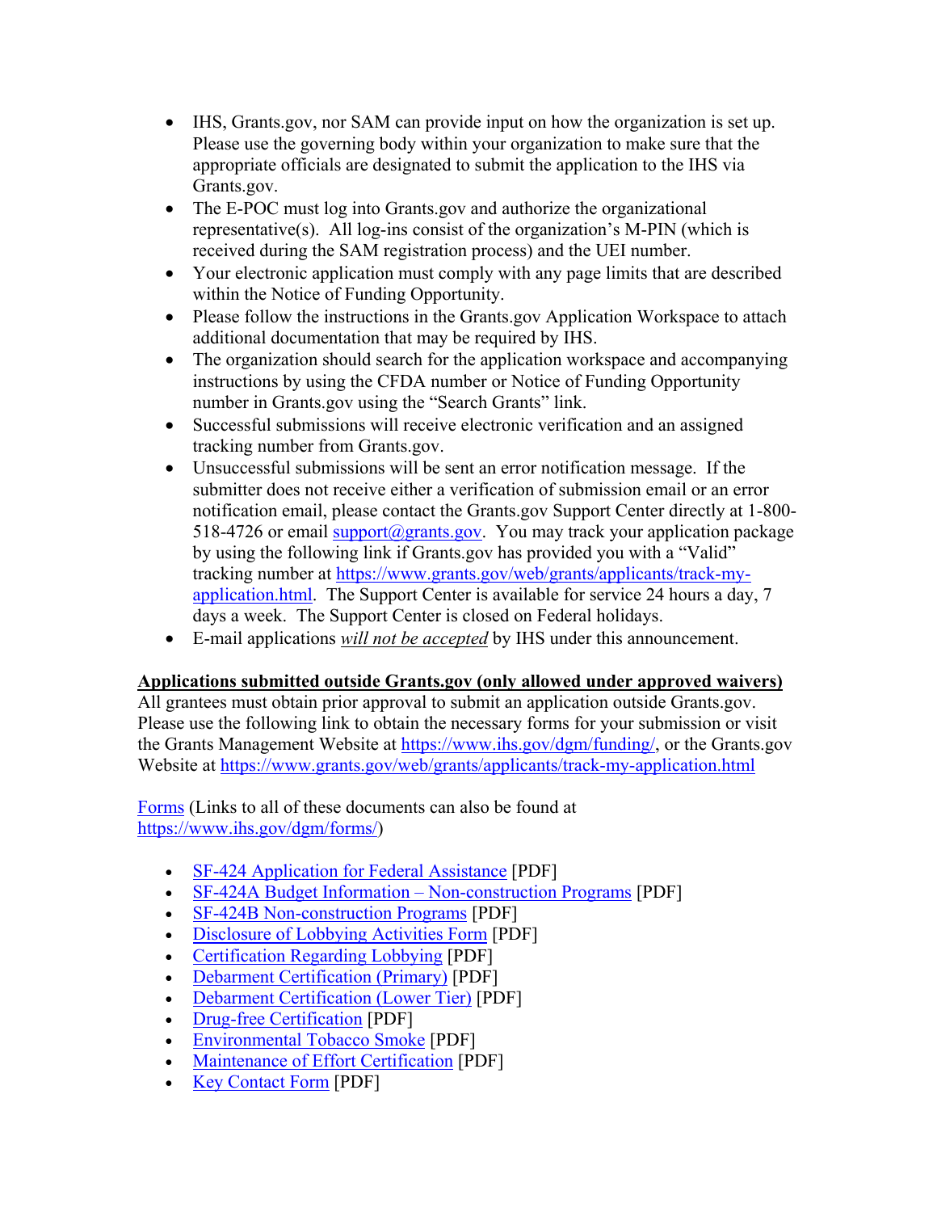- IHS, Grants.gov, nor SAM can provide input on how the organization is set up. Please use the governing body within your organization to make sure that the appropriate officials are designated to submit the application to the IHS via Grants.gov.
- The E-POC must log into Grants.gov and authorize the organizational representative(s). All log-ins consist of the organization's M-PIN (which is received during the SAM registration process) and the UEI number.
- Your electronic application must comply with any page limits that are described within the Notice of Funding Opportunity.
- Please follow the instructions in the Grants.gov Application Workspace to attach additional documentation that may be required by IHS.
- The organization should search for the application workspace and accompanying instructions by using the CFDA number or Notice of Funding Opportunity number in Grants.gov using the "Search Grants" link.
- Successful submissions will receive electronic verification and an assigned tracking number from Grants.gov.
- Unsuccessful submissions will be sent an error notification message. If the submitter does not receive either a verification of submission email or an error notification email, please contact the Grants.gov Support Center directly at 1-800-518-4726 or email [support@grants.gov](mailto:support@grants.gov). You may track your application package by using the following link if Grants.gov has provided you with a "Valid" tracking number at [https://www.grants.gov/web/grants/applicants/track-my-application.html](https://www.grants.gov/web/grants/applicants/track-my-application.html). The Support Center is available for service 24 hours a day, 7 days a week. The Support Center is closed on Federal holidays.
- E-mail applications *will not be accepted* by IHS under this announcement.

**Applications submitted outside Grants.gov (only allowed under approved waivers)**

All grantees must obtain prior approval to submit an application outside Grants.gov. Please use the following link to obtain the necessary forms for your submission or visit the Grants Management Website at [https://www.ihs.gov/dgm/funding/](https://www.ihs.gov/dgm/funding/), or the Grants.gov Website at [https://www.grants.gov/web/grants/applicants/track-my-application.html](https://www.grants.gov/web/grants/applicants/track-my-application.html)

Forms (Links to all of these documents can also be found at [https://www.ihs.gov/dgm/forms/](https://www.ihs.gov/dgm/forms/))

- SF-424 Application for Federal Assistance [PDF]
- SF-424A Budget Information – Non-construction Programs [PDF]
- SF-424B Non-construction Programs [PDF]
- Disclosure of Lobbying Activities Form [PDF]
- Certification Regarding Lobbying [PDF]
- Debarment Certification (Primary) [PDF]
- Debarment Certification (Lower Tier) [PDF]
- Drug-free Certification [PDF]
- Environmental Tobacco Smoke [PDF]
- Maintenance of Effort Certification [PDF]
- Key Contact Form [PDF]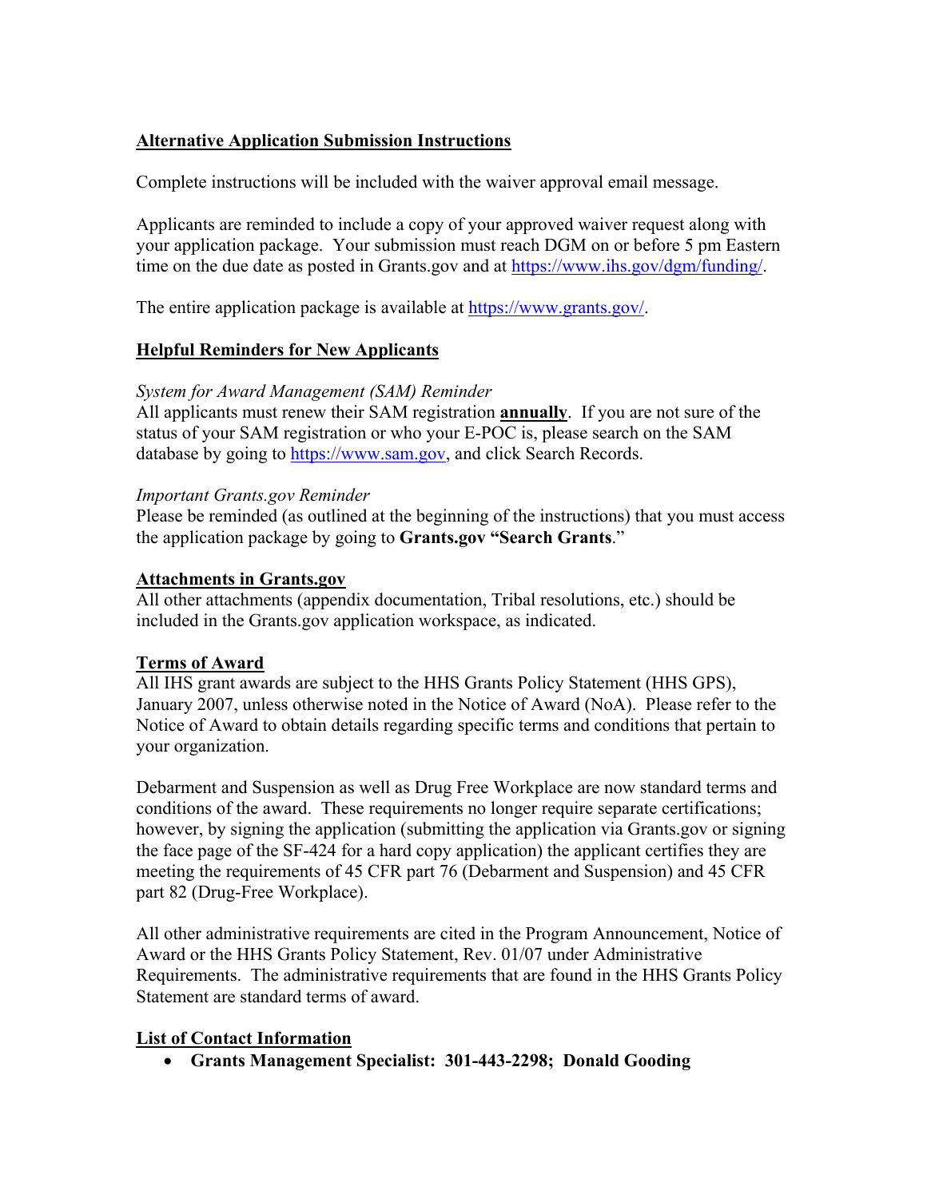## Alternative Application Submission Instructions

Complete instructions will be included with the waiver approval email message.

Applicants are reminded to include a copy of your approved waiver request along with your application package. Your submission must reach DGM on or before 5 pm Eastern time on the due date as posted in Grants.gov and at https://www.ihs.gov/dgm/funding/.

The entire application package is available at https://www.grants.gov/.

## Helpful Reminders for New Applicants

*System for Award Management (SAM) Reminder*
All applicants must renew their SAM registration **annually**. If you are not sure of the status of your SAM registration or who your E-POC is, please search on the SAM database by going to https://www.sam.gov, and click Search Records.

*Important Grants.gov Reminder*
Please be reminded (as outlined at the beginning of the instructions) that you must access the application package by going to **Grants.gov "Search Grants**."

## Attachments in Grants.gov

All other attachments (appendix documentation, Tribal resolutions, etc.) should be included in the Grants.gov application workspace, as indicated.

## Terms of Award

All IHS grant awards are subject to the HHS Grants Policy Statement (HHS GPS), January 2007, unless otherwise noted in the Notice of Award (NoA). Please refer to the Notice of Award to obtain details regarding specific terms and conditions that pertain to your organization.

Debarment and Suspension as well as Drug Free Workplace are now standard terms and conditions of the award. These requirements no longer require separate certifications; however, by signing the application (submitting the application via Grants.gov or signing the face page of the SF-424 for a hard copy application) the applicant certifies they are meeting the requirements of 45 CFR part 76 (Debarment and Suspension) and 45 CFR part 82 (Drug-Free Workplace).

All other administrative requirements are cited in the Program Announcement, Notice of Award or the HHS Grants Policy Statement, Rev. 01/07 under Administrative Requirements. The administrative requirements that are found in the HHS Grants Policy Statement are standard terms of award.

## List of Contact Information

- **Grants Management Specialist: 301-443-2298; Donald Gooding**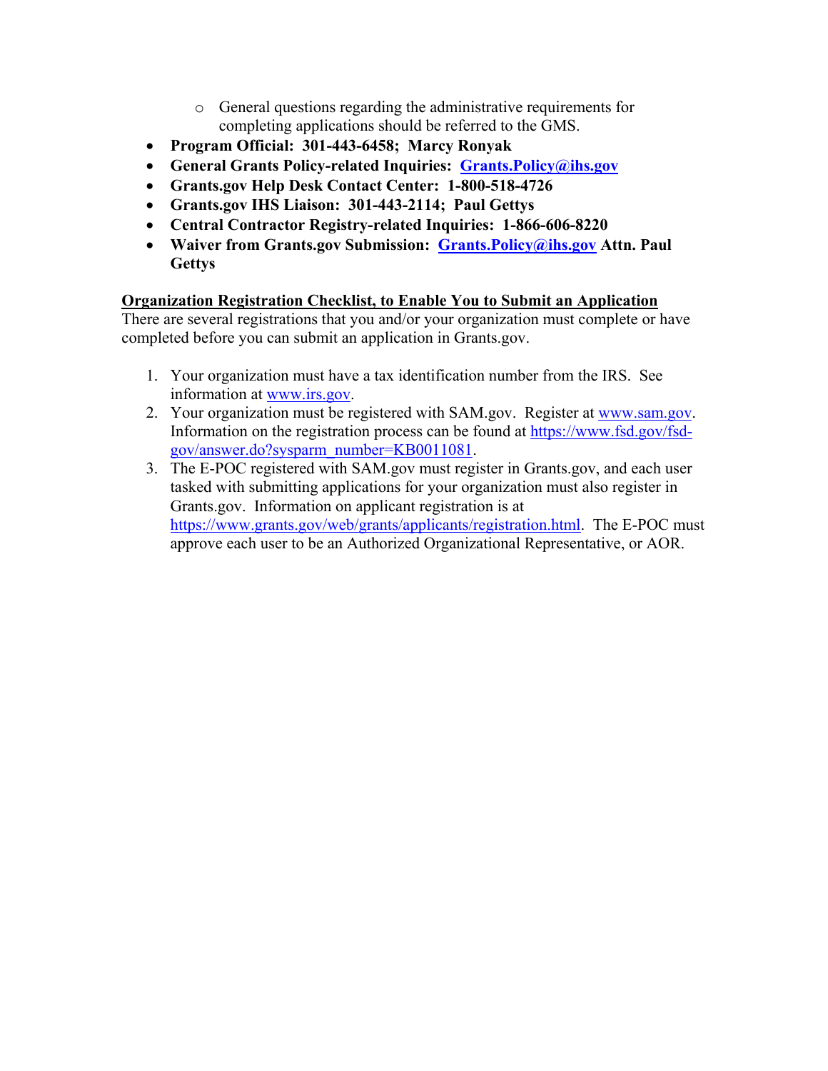- General questions regarding the administrative requirements for completing applications should be referred to the GMS.
- **Program Official: 301-443-6458; Marcy Ronyak**
- **General Grants Policy-related Inquiries: [Grants.Policy@ihs.gov](mailto:Grants.Policy@ihs.gov)**
- **Grants.gov Help Desk Contact Center: 1-800-518-4726**
- **Grants.gov IHS Liaison: 301-443-2114; Paul Gettys**
- **Central Contractor Registry-related Inquiries: 1-866-606-8220**
- **Waiver from Grants.gov Submission: [Grants.Policy@ihs.gov](mailto:Grants.Policy@ihs.gov) Attn. Paul Gettys**

**<u>Organization Registration Checklist, to Enable You to Submit an Application</u>**

There are several registrations that you and/or your organization must complete or have completed before you can submit an application in Grants.gov.

1. Your organization must have a tax identification number from the IRS. See information at [www.irs.gov](http://www.irs.gov).
2. Your organization must be registered with SAM.gov. Register at [www.sam.gov](http://www.sam.gov). Information on the registration process can be found at [https://www.fsd.gov/fsd-gov/answer.do?sysparm_number=KB0011081](https://www.fsd.gov/fsd-gov/answer.do?sysparm_number=KB0011081).
3. The E-POC registered with SAM.gov must register in Grants.gov, and each user tasked with submitting applications for your organization must also register in Grants.gov. Information on applicant registration is at [https://www.grants.gov/web/grants/applicants/registration.html](https://www.grants.gov/web/grants/applicants/registration.html). The E-POC must approve each user to be an Authorized Organizational Representative, or AOR.